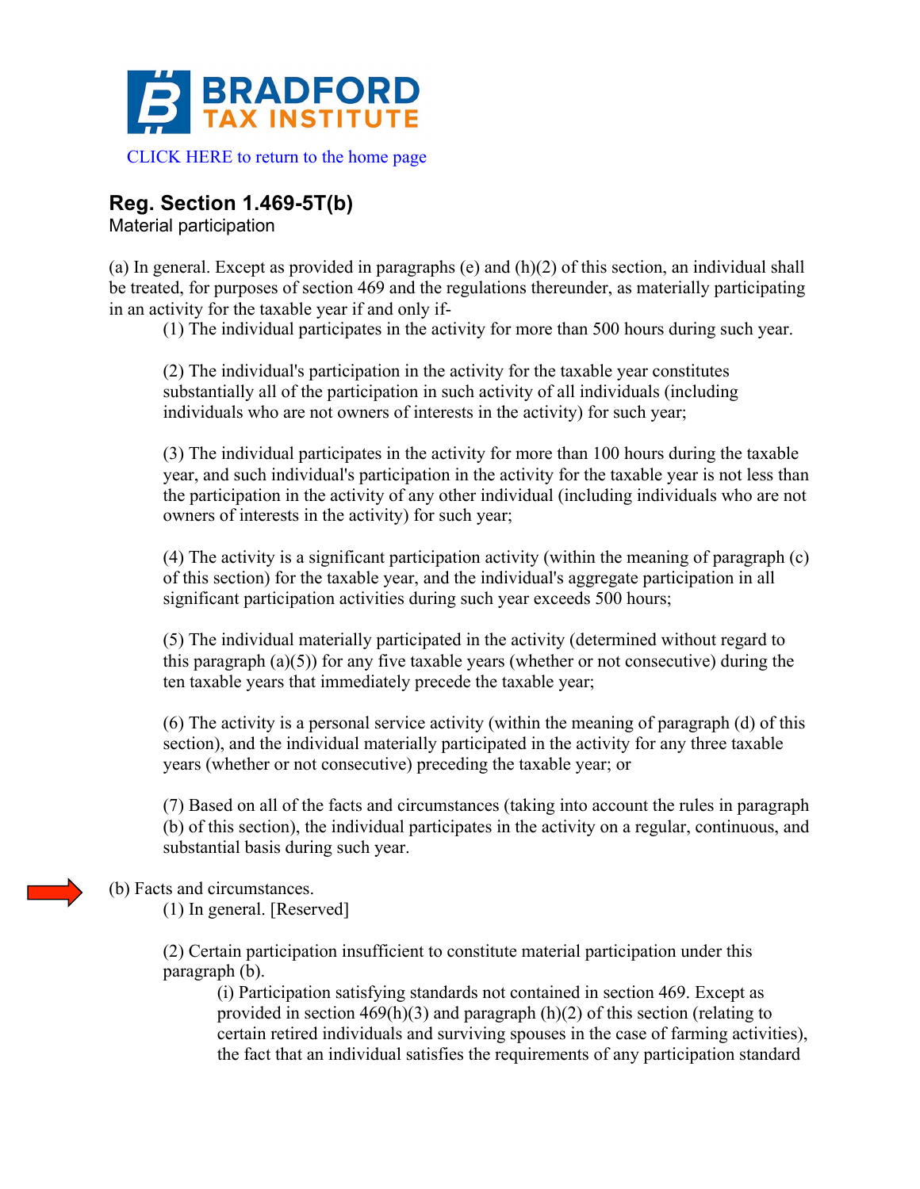BRADFORD TAX INSTITUTE

CLICK HERE to return to the home page

## Reg. Section 1.469-5T(b)

Material participation

(a) In general. Except as provided in paragraphs (e) and (h)(2) of this section, an individual shall be treated, for purposes of section 469 and the regulations thereunder, as materially participating in an activity for the taxable year if and only if-

(1) The individual participates in the activity for more than 500 hours during such year.

(2) The individual's participation in the activity for the taxable year constitutes substantially all of the participation in such activity of all individuals (including individuals who are not owners of interests in the activity) for such year;

(3) The individual participates in the activity for more than 100 hours during the taxable year, and such individual's participation in the activity for the taxable year is not less than the participation in the activity of any other individual (including individuals who are not owners of interests in the activity) for such year;

(4) The activity is a significant participation activity (within the meaning of paragraph (c) of this section) for the taxable year, and the individual's aggregate participation in all significant participation activities during such year exceeds 500 hours;

(5) The individual materially participated in the activity (determined without regard to this paragraph (a)(5)) for any five taxable years (whether or not consecutive) during the ten taxable years that immediately precede the taxable year;

(6) The activity is a personal service activity (within the meaning of paragraph (d) of this section), and the individual materially participated in the activity for any three taxable years (whether or not consecutive) preceding the taxable year; or

(7) Based on all of the facts and circumstances (taking into account the rules in paragraph (b) of this section), the individual participates in the activity on a regular, continuous, and substantial basis during such year.

(b) Facts and circumstances.

(1) In general. [Reserved]

(2) Certain participation insufficient to constitute material participation under this paragraph (b).

(i) Participation satisfying standards not contained in section 469. Except as provided in section 469(h)(3) and paragraph (h)(2) of this section (relating to certain retired individuals and surviving spouses in the case of farming activities), the fact that an individual satisfies the requirements of any participation standard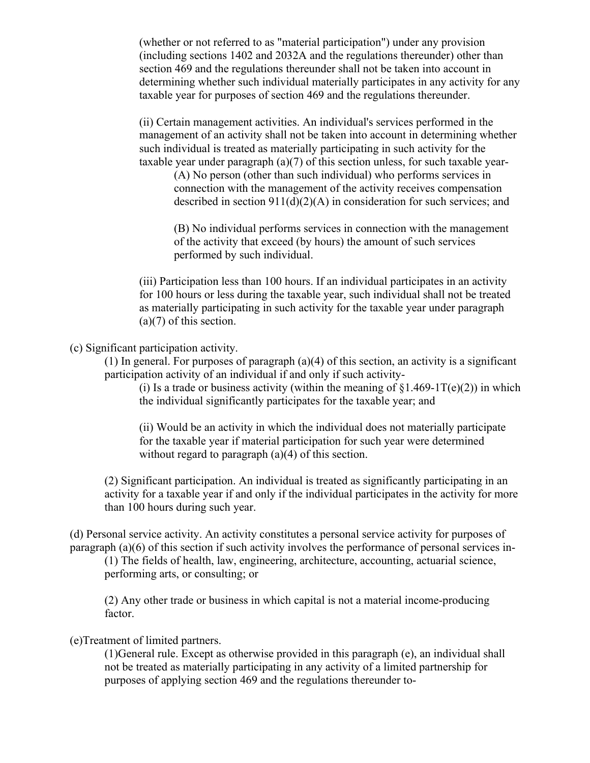(whether or not referred to as "material participation") under any provision (including sections 1402 and 2032A and the regulations thereunder) other than section 469 and the regulations thereunder shall not be taken into account in determining whether such individual materially participates in any activity for any taxable year for purposes of section 469 and the regulations thereunder.

(ii) Certain management activities. An individual's services performed in the management of an activity shall not be taken into account in determining whether such individual is treated as materially participating in such activity for the taxable year under paragraph (a)(7) of this section unless, for such taxable year-

(A) No person (other than such individual) who performs services in connection with the management of the activity receives compensation described in section 911(d)(2)(A) in consideration for such services; and

(B) No individual performs services in connection with the management of the activity that exceed (by hours) the amount of such services performed by such individual.

(iii) Participation less than 100 hours. If an individual participates in an activity for 100 hours or less during the taxable year, such individual shall not be treated as materially participating in such activity for the taxable year under paragraph (a)(7) of this section.

(c) Significant participation activity.

(1) In general. For purposes of paragraph (a)(4) of this section, an activity is a significant participation activity of an individual if and only if such activity-

(i) Is a trade or business activity (within the meaning of §1.469-1T(e)(2)) in which the individual significantly participates for the taxable year; and

(ii) Would be an activity in which the individual does not materially participate for the taxable year if material participation for such year were determined without regard to paragraph (a)(4) of this section.

(2) Significant participation. An individual is treated as significantly participating in an activity for a taxable year if and only if the individual participates in the activity for more than 100 hours during such year.

(d) Personal service activity. An activity constitutes a personal service activity for purposes of paragraph (a)(6) of this section if such activity involves the performance of personal services in-

(1) The fields of health, law, engineering, architecture, accounting, actuarial science, performing arts, or consulting; or

(2) Any other trade or business in which capital is not a material income-producing factor.

(e)Treatment of limited partners.

(1)General rule. Except as otherwise provided in this paragraph (e), an individual shall not be treated as materially participating in any activity of a limited partnership for purposes of applying section 469 and the regulations thereunder to-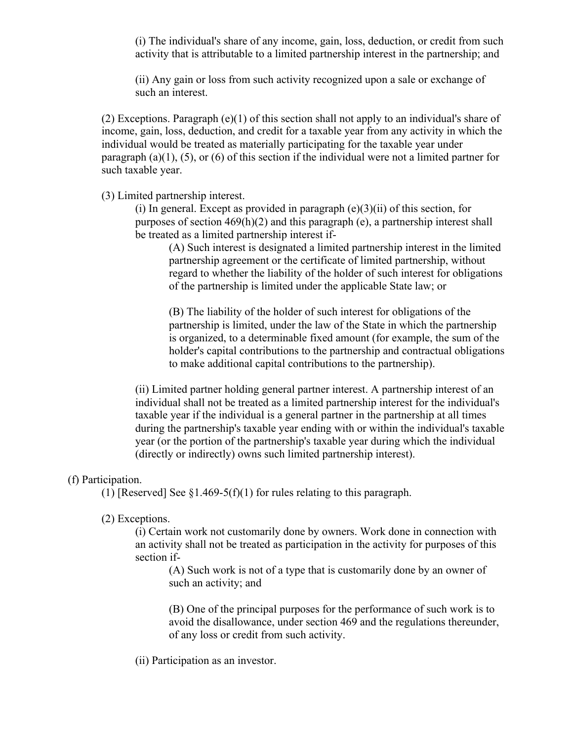(i) The individual's share of any income, gain, loss, deduction, or credit from such activity that is attributable to a limited partnership interest in the partnership; and

(ii) Any gain or loss from such activity recognized upon a sale or exchange of such an interest.

(2) Exceptions. Paragraph (e)(1) of this section shall not apply to an individual's share of income, gain, loss, deduction, and credit for a taxable year from any activity in which the individual would be treated as materially participating for the taxable year under paragraph (a)(1), (5), or (6) of this section if the individual were not a limited partner for such taxable year.

(3) Limited partnership interest.

(i) In general. Except as provided in paragraph (e)(3)(ii) of this section, for purposes of section 469(h)(2) and this paragraph (e), a partnership interest shall be treated as a limited partnership interest if-

(A) Such interest is designated a limited partnership interest in the limited partnership agreement or the certificate of limited partnership, without regard to whether the liability of the holder of such interest for obligations of the partnership is limited under the applicable State law; or

(B) The liability of the holder of such interest for obligations of the partnership is limited, under the law of the State in which the partnership is organized, to a determinable fixed amount (for example, the sum of the holder's capital contributions to the partnership and contractual obligations to make additional capital contributions to the partnership).

(ii) Limited partner holding general partner interest. A partnership interest of an individual shall not be treated as a limited partnership interest for the individual's taxable year if the individual is a general partner in the partnership at all times during the partnership's taxable year ending with or within the individual's taxable year (or the portion of the partnership's taxable year during which the individual (directly or indirectly) owns such limited partnership interest).

(f) Participation.

(1) [Reserved] See §1.469-5(f)(1) for rules relating to this paragraph.

(2) Exceptions.

(i) Certain work not customarily done by owners. Work done in connection with an activity shall not be treated as participation in the activity for purposes of this section if-

(A) Such work is not of a type that is customarily done by an owner of such an activity; and

(B) One of the principal purposes for the performance of such work is to avoid the disallowance, under section 469 and the regulations thereunder, of any loss or credit from such activity.

(ii) Participation as an investor.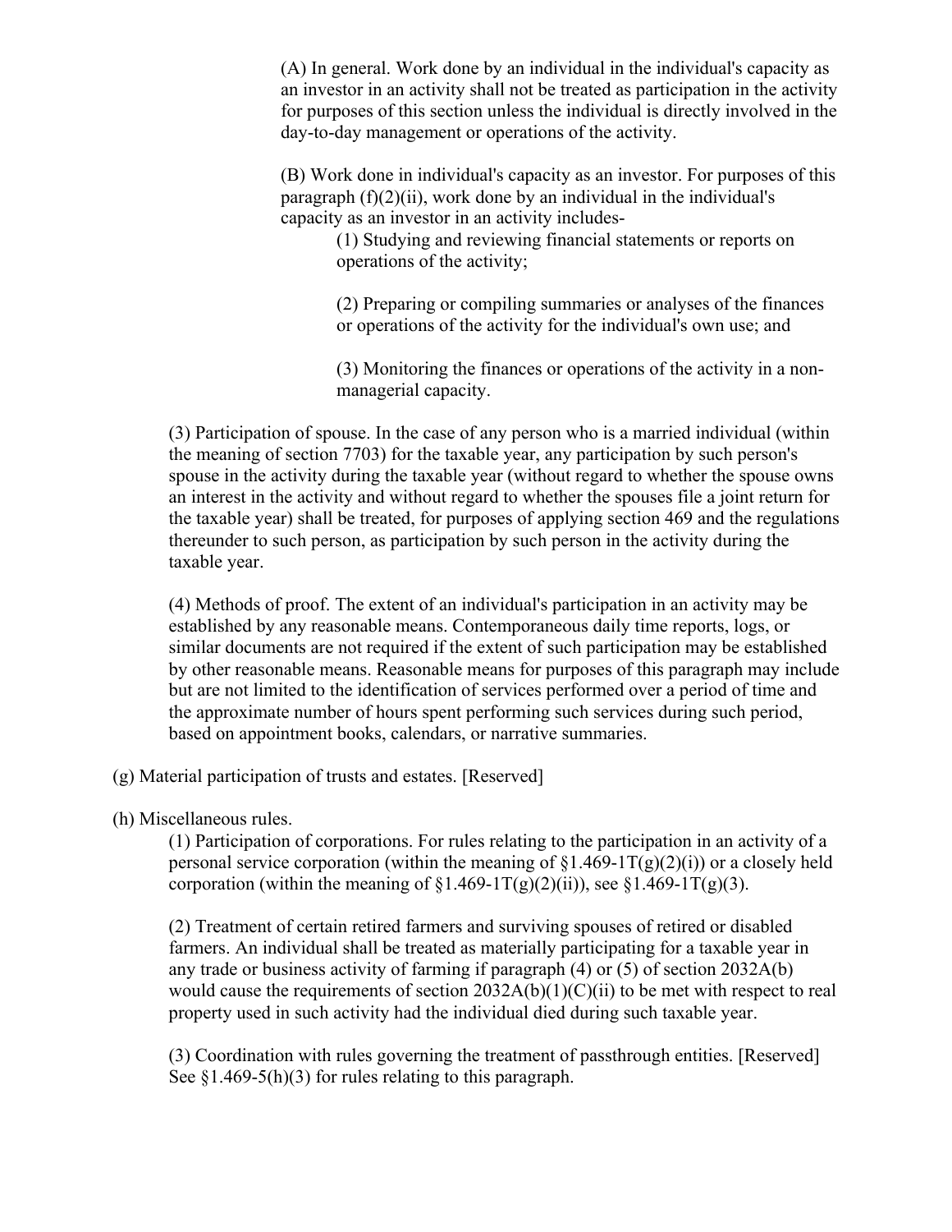(A) In general. Work done by an individual in the individual's capacity as an investor in an activity shall not be treated as participation in the activity for purposes of this section unless the individual is directly involved in the day-to-day management or operations of the activity.

(B) Work done in individual's capacity as an investor. For purposes of this paragraph (f)(2)(ii), work done by an individual in the individual's capacity as an investor in an activity includes-

(1) Studying and reviewing financial statements or reports on operations of the activity;

(2) Preparing or compiling summaries or analyses of the finances or operations of the activity for the individual's own use; and

(3) Monitoring the finances or operations of the activity in a non-managerial capacity.

(3) Participation of spouse. In the case of any person who is a married individual (within the meaning of section 7703) for the taxable year, any participation by such person's spouse in the activity during the taxable year (without regard to whether the spouse owns an interest in the activity and without regard to whether the spouses file a joint return for the taxable year) shall be treated, for purposes of applying section 469 and the regulations thereunder to such person, as participation by such person in the activity during the taxable year.

(4) Methods of proof. The extent of an individual's participation in an activity may be established by any reasonable means. Contemporaneous daily time reports, logs, or similar documents are not required if the extent of such participation may be established by other reasonable means. Reasonable means for purposes of this paragraph may include but are not limited to the identification of services performed over a period of time and the approximate number of hours spent performing such services during such period, based on appointment books, calendars, or narrative summaries.

(g) Material participation of trusts and estates. [Reserved]

(h) Miscellaneous rules.

(1) Participation of corporations. For rules relating to the participation in an activity of a personal service corporation (within the meaning of §1.469-1T(g)(2)(i)) or a closely held corporation (within the meaning of §1.469-1T(g)(2)(ii)), see §1.469-1T(g)(3).

(2) Treatment of certain retired farmers and surviving spouses of retired or disabled farmers. An individual shall be treated as materially participating for a taxable year in any trade or business activity of farming if paragraph (4) or (5) of section 2032A(b) would cause the requirements of section 2032A(b)(1)(C)(ii) to be met with respect to real property used in such activity had the individual died during such taxable year.

(3) Coordination with rules governing the treatment of passthrough entities. [Reserved] See §1.469-5(h)(3) for rules relating to this paragraph.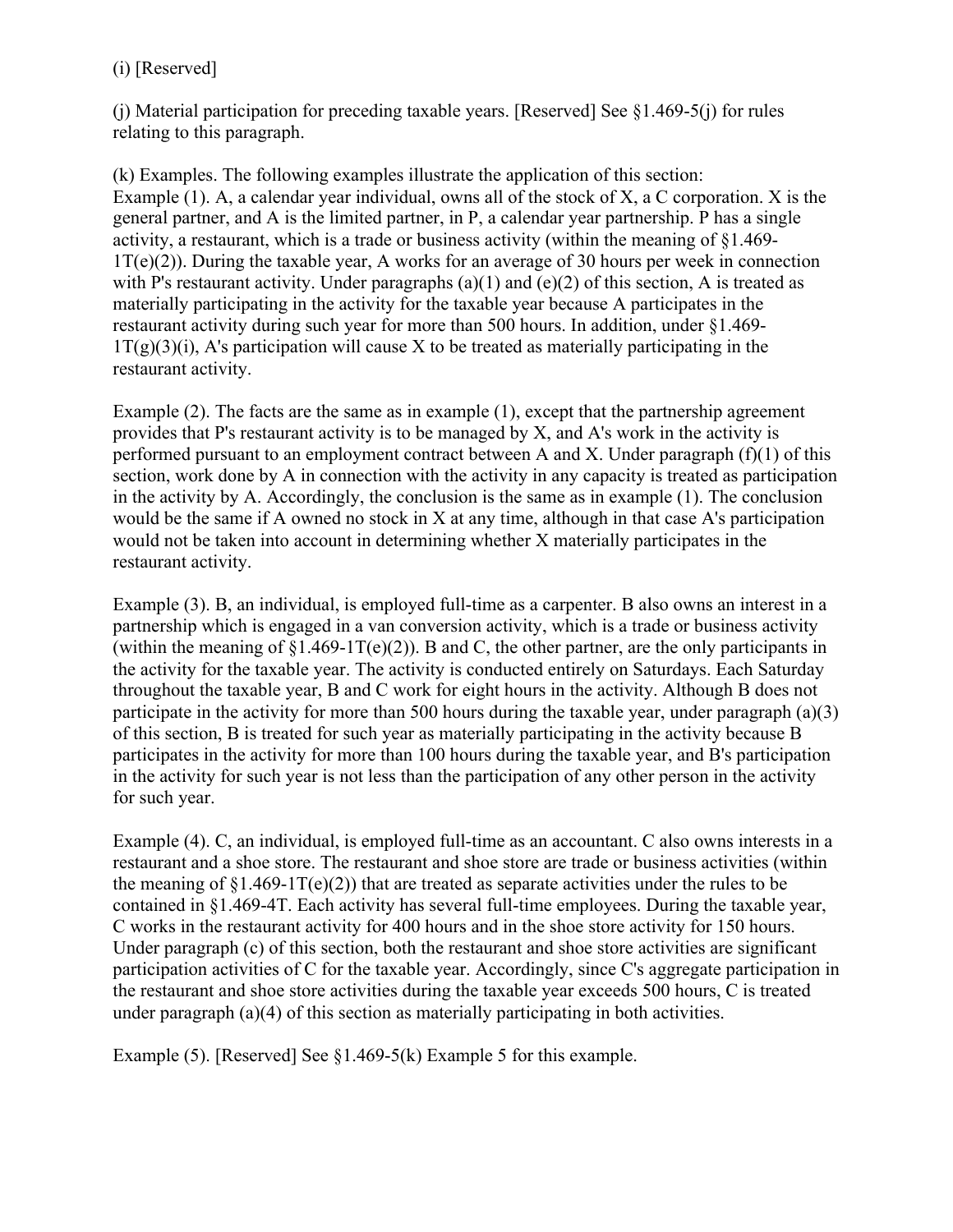(i) [Reserved]

(j) Material participation for preceding taxable years. [Reserved] See §1.469-5(j) for rules relating to this paragraph.

(k) Examples. The following examples illustrate the application of this section:
Example (1). A, a calendar year individual, owns all of the stock of X, a C corporation. X is the general partner, and A is the limited partner, in P, a calendar year partnership. P has a single activity, a restaurant, which is a trade or business activity (within the meaning of §1.469-1T(e)(2)). During the taxable year, A works for an average of 30 hours per week in connection with P's restaurant activity. Under paragraphs (a)(1) and (e)(2) of this section, A is treated as materially participating in the activity for the taxable year because A participates in the restaurant activity during such year for more than 500 hours. In addition, under §1.469-1T(g)(3)(i), A's participation will cause X to be treated as materially participating in the restaurant activity.

Example (2). The facts are the same as in example (1), except that the partnership agreement provides that P's restaurant activity is to be managed by X, and A's work in the activity is performed pursuant to an employment contract between A and X. Under paragraph (f)(1) of this section, work done by A in connection with the activity in any capacity is treated as participation in the activity by A. Accordingly, the conclusion is the same as in example (1). The conclusion would be the same if A owned no stock in X at any time, although in that case A's participation would not be taken into account in determining whether X materially participates in the restaurant activity.

Example (3). B, an individual, is employed full-time as a carpenter. B also owns an interest in a partnership which is engaged in a van conversion activity, which is a trade or business activity (within the meaning of §1.469-1T(e)(2)). B and C, the other partner, are the only participants in the activity for the taxable year. The activity is conducted entirely on Saturdays. Each Saturday throughout the taxable year, B and C work for eight hours in the activity. Although B does not participate in the activity for more than 500 hours during the taxable year, under paragraph (a)(3) of this section, B is treated for such year as materially participating in the activity because B participates in the activity for more than 100 hours during the taxable year, and B's participation in the activity for such year is not less than the participation of any other person in the activity for such year.

Example (4). C, an individual, is employed full-time as an accountant. C also owns interests in a restaurant and a shoe store. The restaurant and shoe store are trade or business activities (within the meaning of §1.469-1T(e)(2)) that are treated as separate activities under the rules to be contained in §1.469-4T. Each activity has several full-time employees. During the taxable year, C works in the restaurant activity for 400 hours and in the shoe store activity for 150 hours. Under paragraph (c) of this section, both the restaurant and shoe store activities are significant participation activities of C for the taxable year. Accordingly, since C's aggregate participation in the restaurant and shoe store activities during the taxable year exceeds 500 hours, C is treated under paragraph (a)(4) of this section as materially participating in both activities.

Example (5). [Reserved] See §1.469-5(k) Example 5 for this example.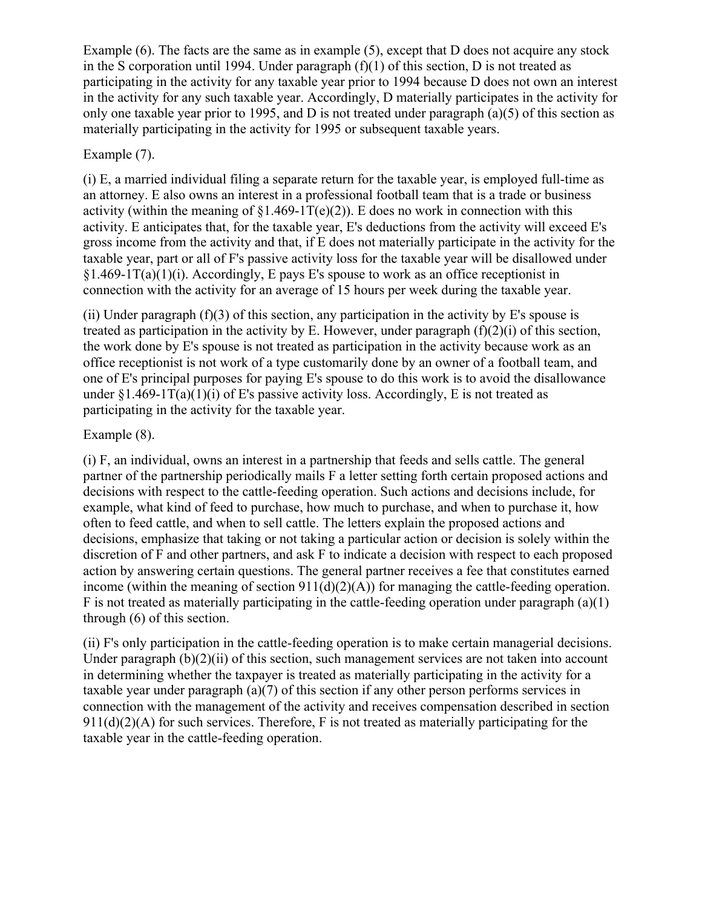Example (6). The facts are the same as in example (5), except that D does not acquire any stock in the S corporation until 1994. Under paragraph (f)(1) of this section, D is not treated as participating in the activity for any taxable year prior to 1994 because D does not own an interest in the activity for any such taxable year. Accordingly, D materially participates in the activity for only one taxable year prior to 1995, and D is not treated under paragraph (a)(5) of this section as materially participating in the activity for 1995 or subsequent taxable years.

Example (7).

(i) E, a married individual filing a separate return for the taxable year, is employed full-time as an attorney. E also owns an interest in a professional football team that is a trade or business activity (within the meaning of §1.469-1T(e)(2)). E does no work in connection with this activity. E anticipates that, for the taxable year, E's deductions from the activity will exceed E's gross income from the activity and that, if E does not materially participate in the activity for the taxable year, part or all of F's passive activity loss for the taxable year will be disallowed under §1.469-1T(a)(1)(i). Accordingly, E pays E's spouse to work as an office receptionist in connection with the activity for an average of 15 hours per week during the taxable year.

(ii) Under paragraph (f)(3) of this section, any participation in the activity by E's spouse is treated as participation in the activity by E. However, under paragraph (f)(2)(i) of this section, the work done by E's spouse is not treated as participation in the activity because work as an office receptionist is not work of a type customarily done by an owner of a football team, and one of E's principal purposes for paying E's spouse to do this work is to avoid the disallowance under §1.469-1T(a)(1)(i) of E's passive activity loss. Accordingly, E is not treated as participating in the activity for the taxable year.

Example (8).

(i) F, an individual, owns an interest in a partnership that feeds and sells cattle. The general partner of the partnership periodically mails F a letter setting forth certain proposed actions and decisions with respect to the cattle-feeding operation. Such actions and decisions include, for example, what kind of feed to purchase, how much to purchase, and when to purchase it, how often to feed cattle, and when to sell cattle. The letters explain the proposed actions and decisions, emphasize that taking or not taking a particular action or decision is solely within the discretion of F and other partners, and ask F to indicate a decision with respect to each proposed action by answering certain questions. The general partner receives a fee that constitutes earned income (within the meaning of section 911(d)(2)(A)) for managing the cattle-feeding operation. F is not treated as materially participating in the cattle-feeding operation under paragraph (a)(1) through (6) of this section.

(ii) F's only participation in the cattle-feeding operation is to make certain managerial decisions. Under paragraph (b)(2)(ii) of this section, such management services are not taken into account in determining whether the taxpayer is treated as materially participating in the activity for a taxable year under paragraph (a)(7) of this section if any other person performs services in connection with the management of the activity and receives compensation described in section 911(d)(2)(A) for such services. Therefore, F is not treated as materially participating for the taxable year in the cattle-feeding operation.